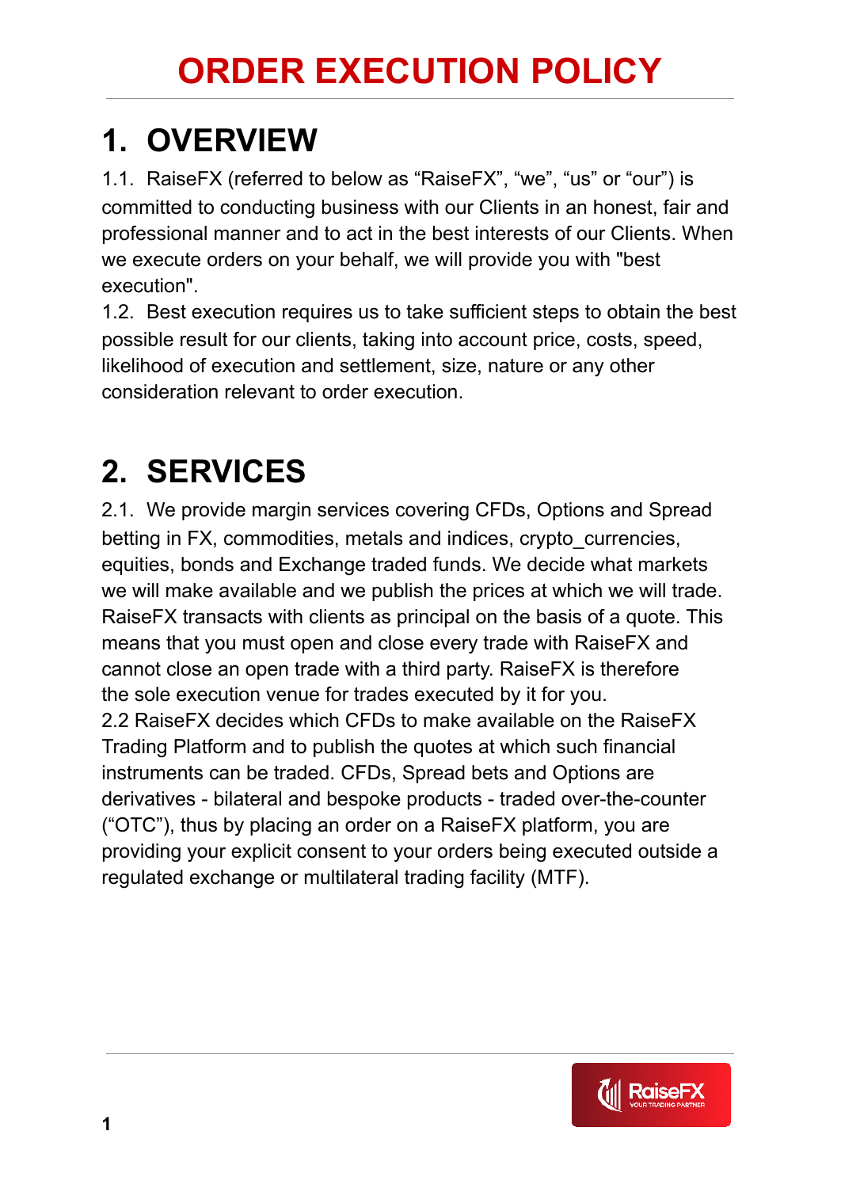# ORDER EXECUTION POLICY

## 1. OVERVIEW

1.1. RaiseFX (referred to below as “RaiseFX”, “we”, “us” or “our”) is committed to conducting business with our Clients in an honest, fair and professional manner and to act in the best interests of our Clients. When we execute orders on your behalf, we will provide you with "best execution".

1.2. Best execution requires us to take sufficient steps to obtain the best possible result for our clients, taking into account price, costs, speed, likelihood of execution and settlement, size, nature or any other consideration relevant to order execution.

## 2. SERVICES

2.1. We provide margin services covering CFDs, Options and Spread betting in FX, commodities, metals and indices, crypto_currencies, equities, bonds and Exchange traded funds. We decide what markets we will make available and we publish the prices at which we will trade. RaiseFX transacts with clients as principal on the basis of a quote. This means that you must open and close every trade with RaiseFX and cannot close an open trade with a third party. RaiseFX is therefore the sole execution venue for trades executed by it for you.

2.2 RaiseFX decides which CFDs to make available on the RaiseFX Trading Platform and to publish the quotes at which such financial instruments can be traded. CFDs, Spread bets and Options are derivatives - bilateral and bespoke products - traded over-the-counter (“OTC”), thus by placing an order on a RaiseFX platform, you are providing your explicit consent to your orders being executed outside a regulated exchange or multilateral trading facility (MTF).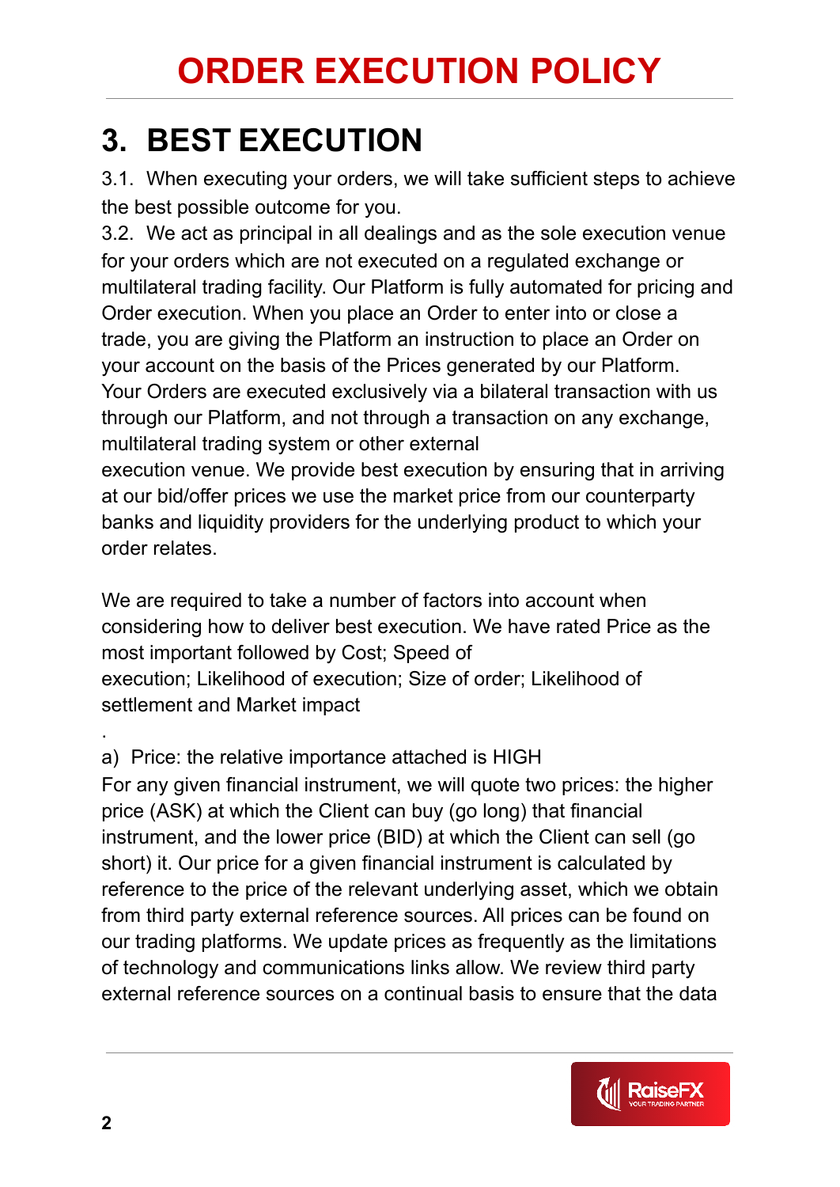# ORDER EXECUTION POLICY

## 3. BEST EXECUTION

3.1. When executing your orders, we will take sufficient steps to achieve the best possible outcome for you.

3.2. We act as principal in all dealings and as the sole execution venue for your orders which are not executed on a regulated exchange or multilateral trading facility. Our Platform is fully automated for pricing and Order execution. When you place an Order to enter into or close a trade, you are giving the Platform an instruction to place an Order on your account on the basis of the Prices generated by our Platform. Your Orders are executed exclusively via a bilateral transaction with us through our Platform, and not through a transaction on any exchange, multilateral trading system or other external execution venue. We provide best execution by ensuring that in arriving at our bid/offer prices we use the market price from our counterparty banks and liquidity providers for the underlying product to which your order relates.

We are required to take a number of factors into account when considering how to deliver best execution. We have rated Price as the most important followed by Cost; Speed of execution; Likelihood of execution; Size of order; Likelihood of settlement and Market impact

.

a) Price: the relative importance attached is HIGH

For any given financial instrument, we will quote two prices: the higher price (ASK) at which the Client can buy (go long) that financial instrument, and the lower price (BID) at which the Client can sell (go short) it. Our price for a given financial instrument is calculated by reference to the price of the relevant underlying asset, which we obtain from third party external reference sources. All prices can be found on our trading platforms. We update prices as frequently as the limitations of technology and communications links allow. We review third party external reference sources on a continual basis to ensure that the data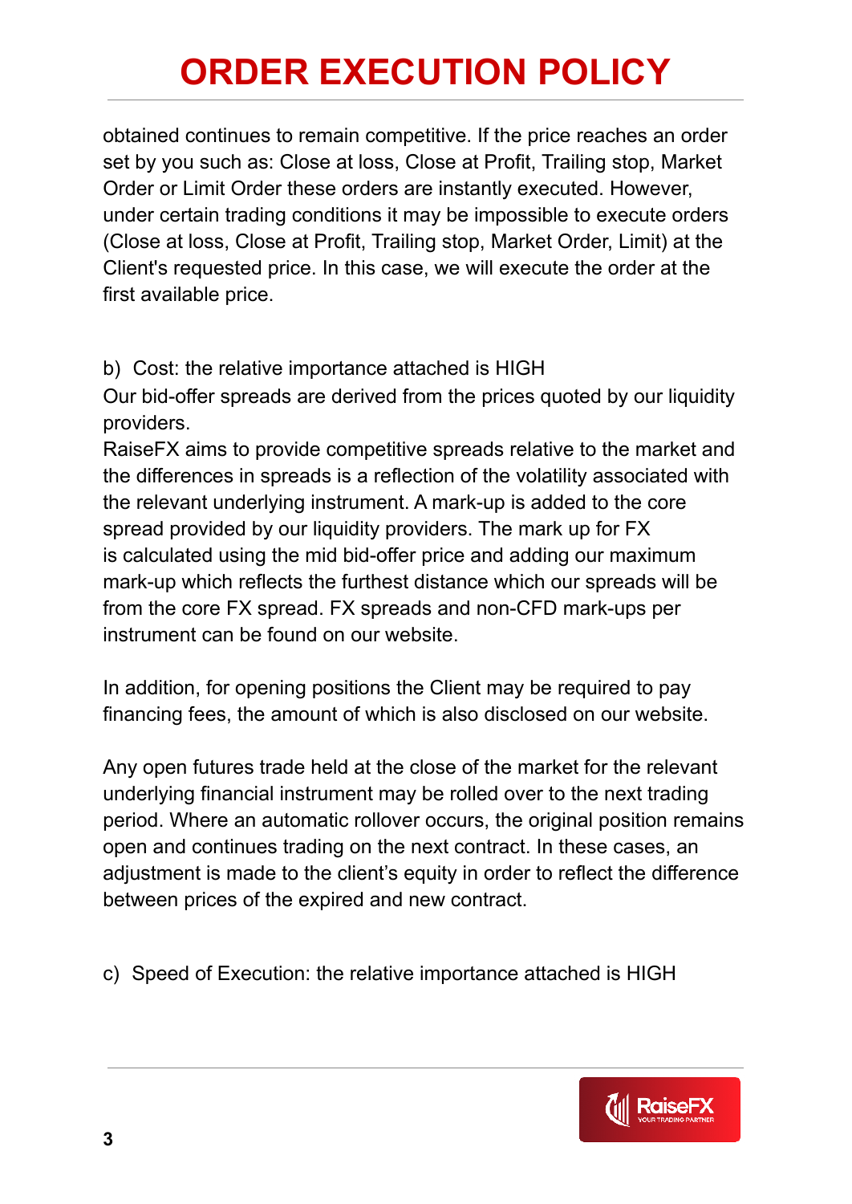obtained continues to remain competitive. If the price reaches an order set by you such as: Close at loss, Close at Profit, Trailing stop, Market Order or Limit Order these orders are instantly executed. However, under certain trading conditions it may be impossible to execute orders (Close at loss, Close at Profit, Trailing stop, Market Order, Limit) at the Client's requested price. In this case, we will execute the order at the first available price.

b) Cost: the relative importance attached is HIGH

Our bid-offer spreads are derived from the prices quoted by our liquidity providers.

RaiseFX aims to provide competitive spreads relative to the market and the differences in spreads is a reflection of the volatility associated with the relevant underlying instrument. A mark-up is added to the core spread provided by our liquidity providers. The mark up for FX is calculated using the mid bid-offer price and adding our maximum mark-up which reflects the furthest distance which our spreads will be from the core FX spread. FX spreads and non-CFD mark-ups per instrument can be found on our website.

In addition, for opening positions the Client may be required to pay financing fees, the amount of which is also disclosed on our website.

Any open futures trade held at the close of the market for the relevant underlying financial instrument may be rolled over to the next trading period. Where an automatic rollover occurs, the original position remains open and continues trading on the next contract. In these cases, an adjustment is made to the client's equity in order to reflect the difference between prices of the expired and new contract.

c) Speed of Execution: the relative importance attached is HIGH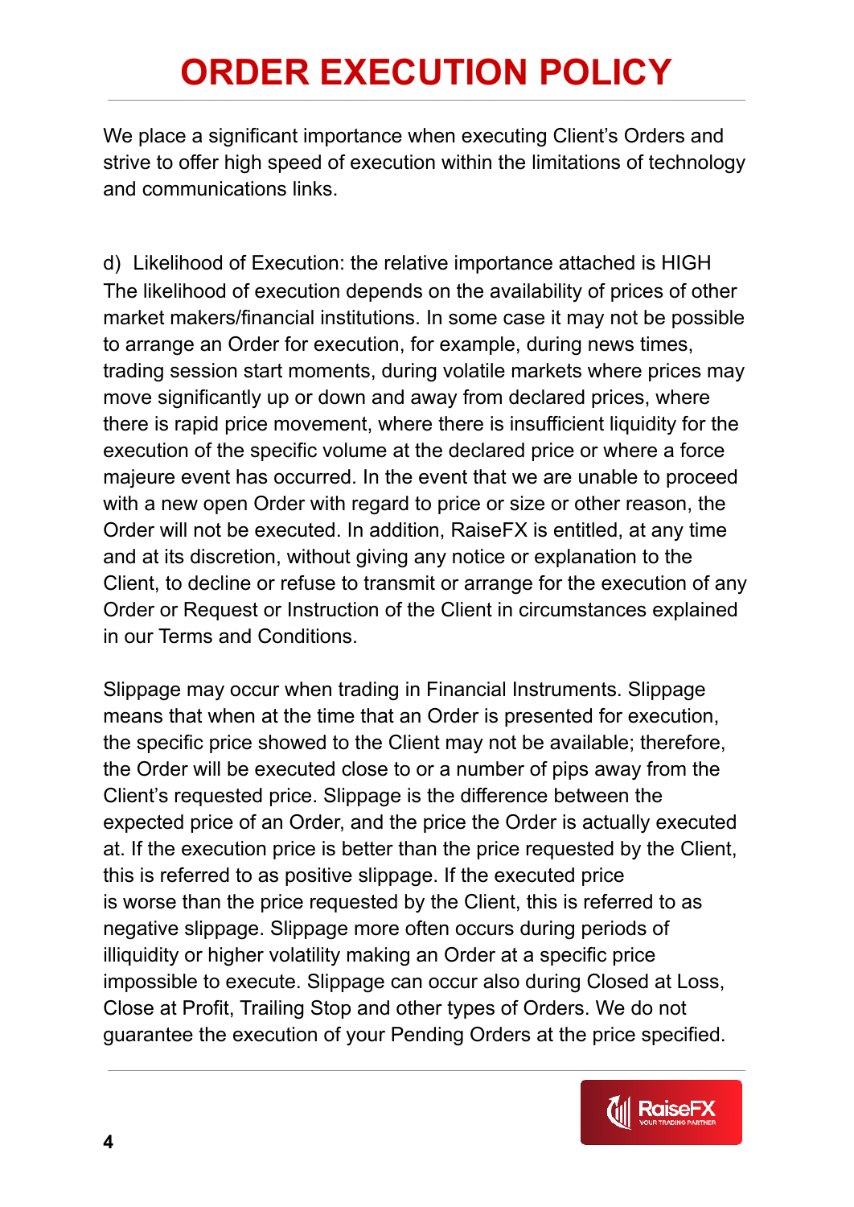# ORDER EXECUTION POLICY

We place a significant importance when executing Client's Orders and strive to offer high speed of execution within the limitations of technology and communications links.

d) Likelihood of Execution: the relative importance attached is HIGH
The likelihood of execution depends on the availability of prices of other market makers/financial institutions. In some case it may not be possible to arrange an Order for execution, for example, during news times, trading session start moments, during volatile markets where prices may move significantly up or down and away from declared prices, where there is rapid price movement, where there is insufficient liquidity for the execution of the specific volume at the declared price or where a force majeure event has occurred. In the event that we are unable to proceed with a new open Order with regard to price or size or other reason, the Order will not be executed. In addition, RaiseFX is entitled, at any time and at its discretion, without giving any notice or explanation to the Client, to decline or refuse to transmit or arrange for the execution of any Order or Request or Instruction of the Client in circumstances explained in our Terms and Conditions.

Slippage may occur when trading in Financial Instruments. Slippage means that when at the time that an Order is presented for execution, the specific price showed to the Client may not be available; therefore, the Order will be executed close to or a number of pips away from the Client's requested price. Slippage is the difference between the expected price of an Order, and the price the Order is actually executed at. If the execution price is better than the price requested by the Client, this is referred to as positive slippage. If the executed price is worse than the price requested by the Client, this is referred to as negative slippage. Slippage more often occurs during periods of illiquidity or higher volatility making an Order at a specific price impossible to execute. Slippage can occur also during Closed at Loss, Close at Profit, Trailing Stop and other types of Orders. We do not guarantee the execution of your Pending Orders at the price specified.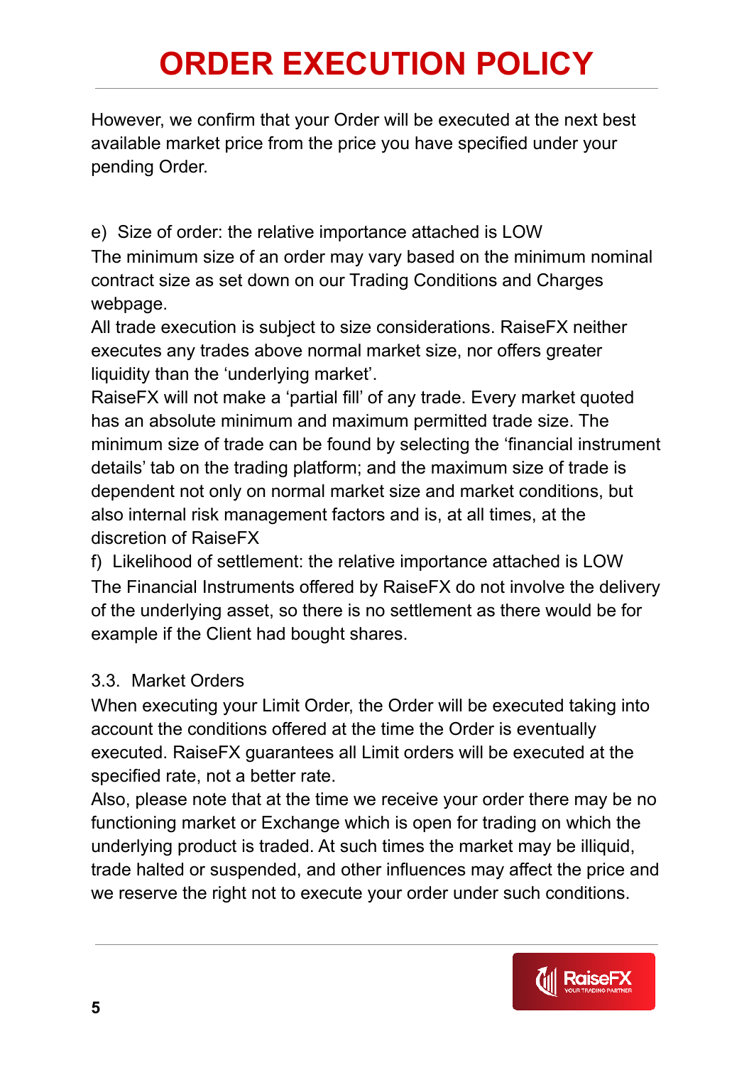However, we confirm that your Order will be executed at the next best available market price from the price you have specified under your pending Order.

e) Size of order: the relative importance attached is LOW

The minimum size of an order may vary based on the minimum nominal contract size as set down on our Trading Conditions and Charges webpage.

All trade execution is subject to size considerations. RaiseFX neither executes any trades above normal market size, nor offers greater liquidity than the 'underlying market'.

RaiseFX will not make a 'partial fill' of any trade. Every market quoted has an absolute minimum and maximum permitted trade size. The minimum size of trade can be found by selecting the 'financial instrument details' tab on the trading platform; and the maximum size of trade is dependent not only on normal market size and market conditions, but also internal risk management factors and is, at all times, at the discretion of RaiseFX

f) Likelihood of settlement: the relative importance attached is LOW

The Financial Instruments offered by RaiseFX do not involve the delivery of the underlying asset, so there is no settlement as there would be for example if the Client had bought shares.

3.3. Market Orders

When executing your Limit Order, the Order will be executed taking into account the conditions offered at the time the Order is eventually executed. RaiseFX guarantees all Limit orders will be executed at the specified rate, not a better rate.

Also, please note that at the time we receive your order there may be no functioning market or Exchange which is open for trading on which the underlying product is traded. At such times the market may be illiquid, trade halted or suspended, and other influences may affect the price and we reserve the right not to execute your order under such conditions.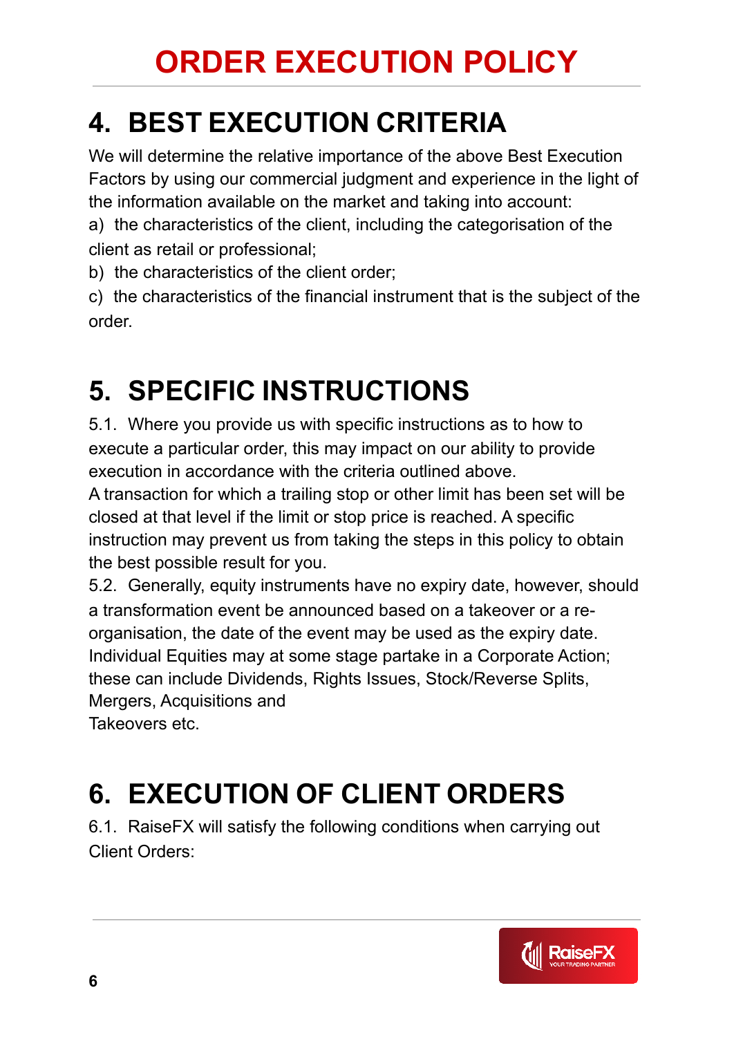## 4. BEST EXECUTION CRITERIA

We will determine the relative importance of the above Best Execution Factors by using our commercial judgment and experience in the light of the information available on the market and taking into account:

a) the characteristics of the client, including the categorisation of the client as retail or professional;

b) the characteristics of the client order;

c) the characteristics of the financial instrument that is the subject of the order.

## 5. SPECIFIC INSTRUCTIONS

5.1. Where you provide us with specific instructions as to how to execute a particular order, this may impact on our ability to provide execution in accordance with the criteria outlined above.

A transaction for which a trailing stop or other limit has been set will be closed at that level if the limit or stop price is reached. A specific instruction may prevent us from taking the steps in this policy to obtain the best possible result for you.

5.2. Generally, equity instruments have no expiry date, however, should a transformation event be announced based on a takeover or a re-organisation, the date of the event may be used as the expiry date. Individual Equities may at some stage partake in a Corporate Action; these can include Dividends, Rights Issues, Stock/Reverse Splits, Mergers, Acquisitions and Takeovers etc.

## 6. EXECUTION OF CLIENT ORDERS

6.1. RaiseFX will satisfy the following conditions when carrying out Client Orders: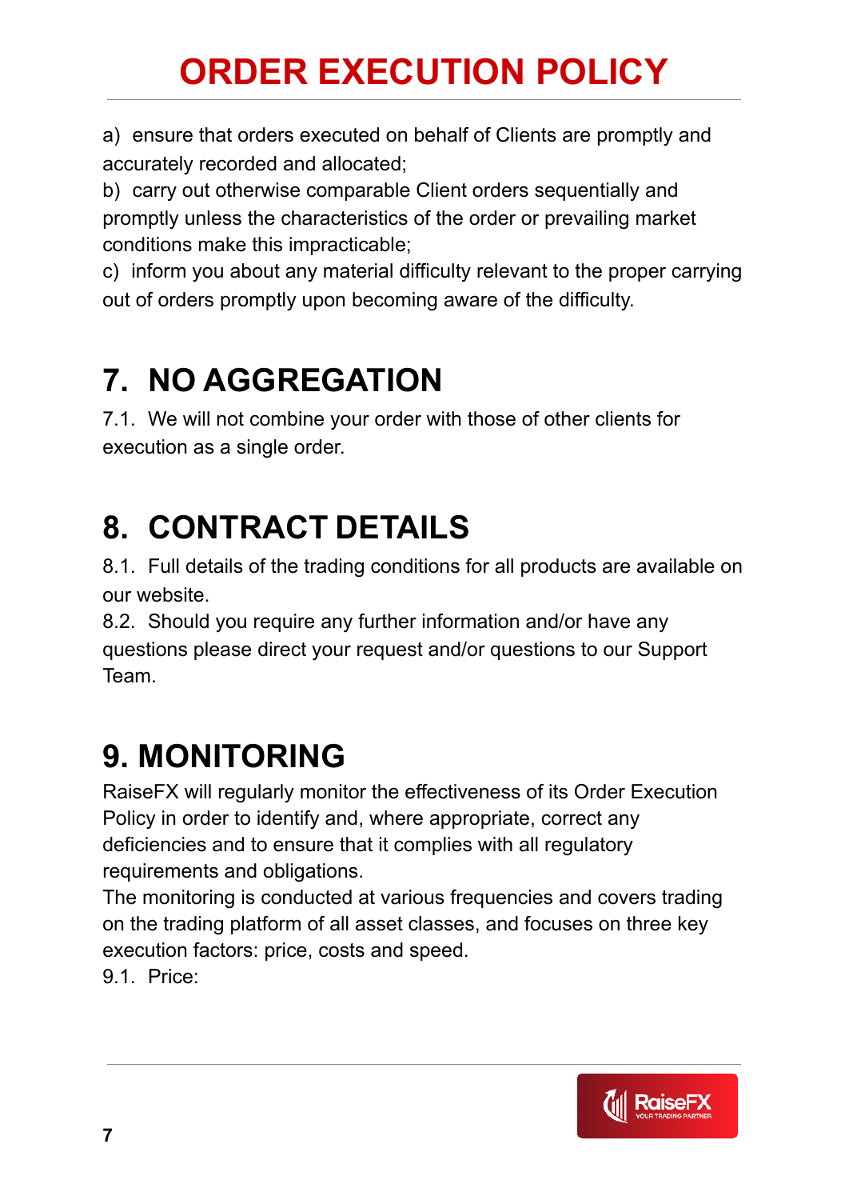a) ensure that orders executed on behalf of Clients are promptly and accurately recorded and allocated;
b) carry out otherwise comparable Client orders sequentially and promptly unless the characteristics of the order or prevailing market conditions make this impracticable;
c) inform you about any material difficulty relevant to the proper carrying out of orders promptly upon becoming aware of the difficulty.

## 7. NO AGGREGATION

7.1. We will not combine your order with those of other clients for execution as a single order.

## 8. CONTRACT DETAILS

8.1. Full details of the trading conditions for all products are available on our website.
8.2. Should you require any further information and/or have any questions please direct your request and/or questions to our Support Team.

## 9. MONITORING

RaiseFX will regularly monitor the effectiveness of its Order Execution Policy in order to identify and, where appropriate, correct any deficiencies and to ensure that it complies with all regulatory requirements and obligations.
The monitoring is conducted at various frequencies and covers trading on the trading platform of all asset classes, and focuses on three key execution factors: price, costs and speed.
9.1. Price: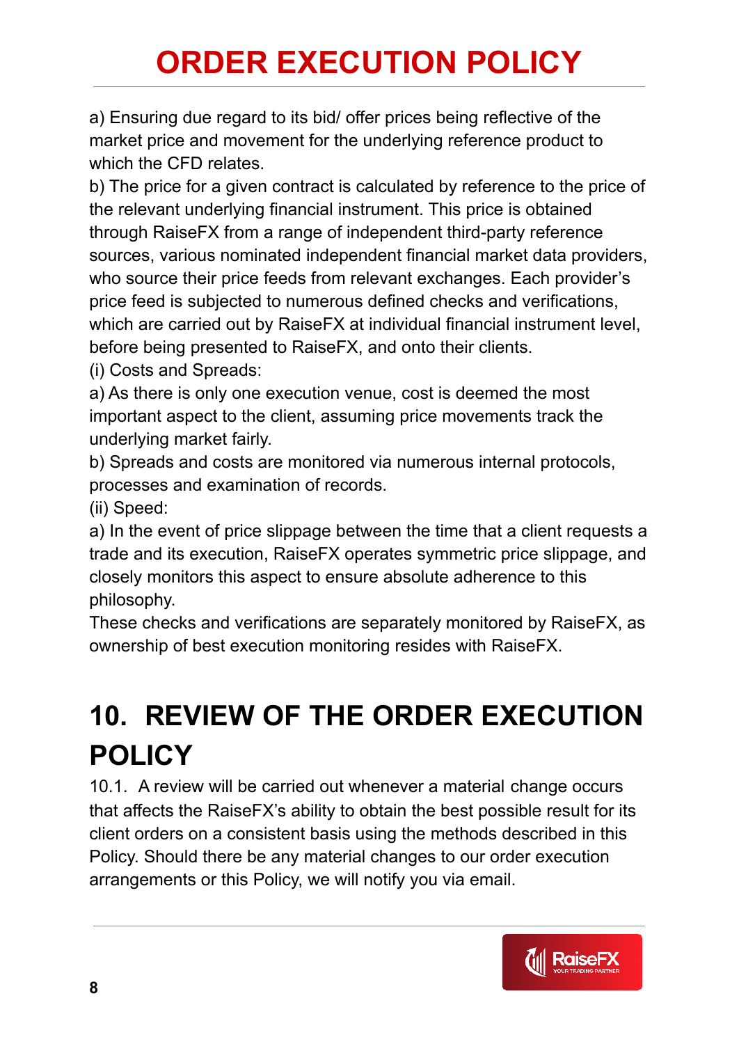a) Ensuring due regard to its bid/ offer prices being reflective of the market price and movement for the underlying reference product to which the CFD relates.

b) The price for a given contract is calculated by reference to the price of the relevant underlying financial instrument. This price is obtained through RaiseFX from a range of independent third-party reference sources, various nominated independent financial market data providers, who source their price feeds from relevant exchanges. Each provider's price feed is subjected to numerous defined checks and verifications, which are carried out by RaiseFX at individual financial instrument level, before being presented to RaiseFX, and onto their clients.

(i) Costs and Spreads:

a) As there is only one execution venue, cost is deemed the most important aspect to the client, assuming price movements track the underlying market fairly.

b) Spreads and costs are monitored via numerous internal protocols, processes and examination of records.

(ii) Speed:

a) In the event of price slippage between the time that a client requests a trade and its execution, RaiseFX operates symmetric price slippage, and closely monitors this aspect to ensure absolute adherence to this philosophy.

These checks and verifications are separately monitored by RaiseFX, as ownership of best execution monitoring resides with RaiseFX.

# 10. REVIEW OF THE ORDER EXECUTION POLICY

10.1. A review will be carried out whenever a material change occurs that affects the RaiseFX's ability to obtain the best possible result for its client orders on a consistent basis using the methods described in this Policy. Should there be any material changes to our order execution arrangements or this Policy, we will notify you via email.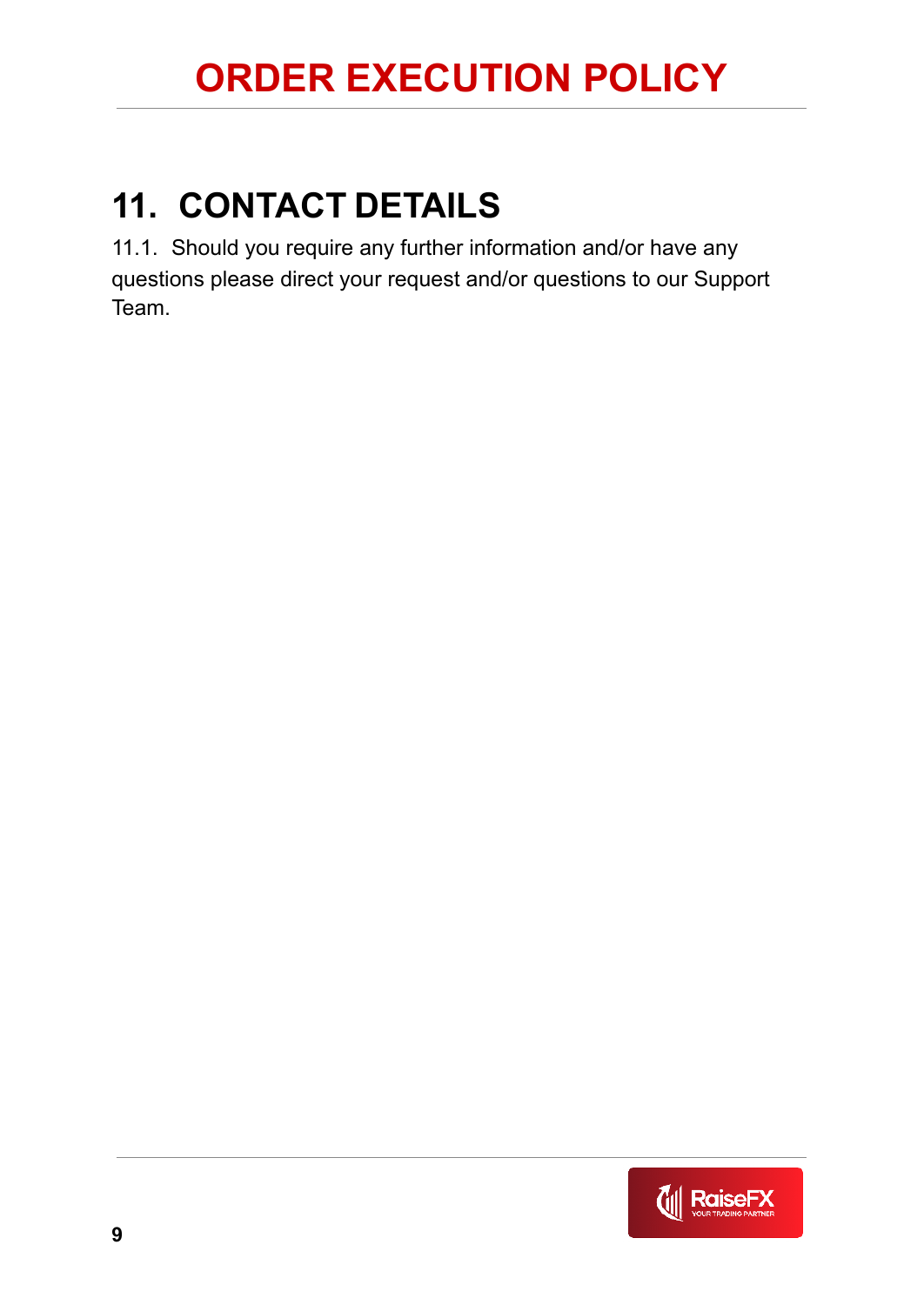## 11. CONTACT DETAILS

11.1. Should you require any further information and/or have any questions please direct your request and/or questions to our Support Team.